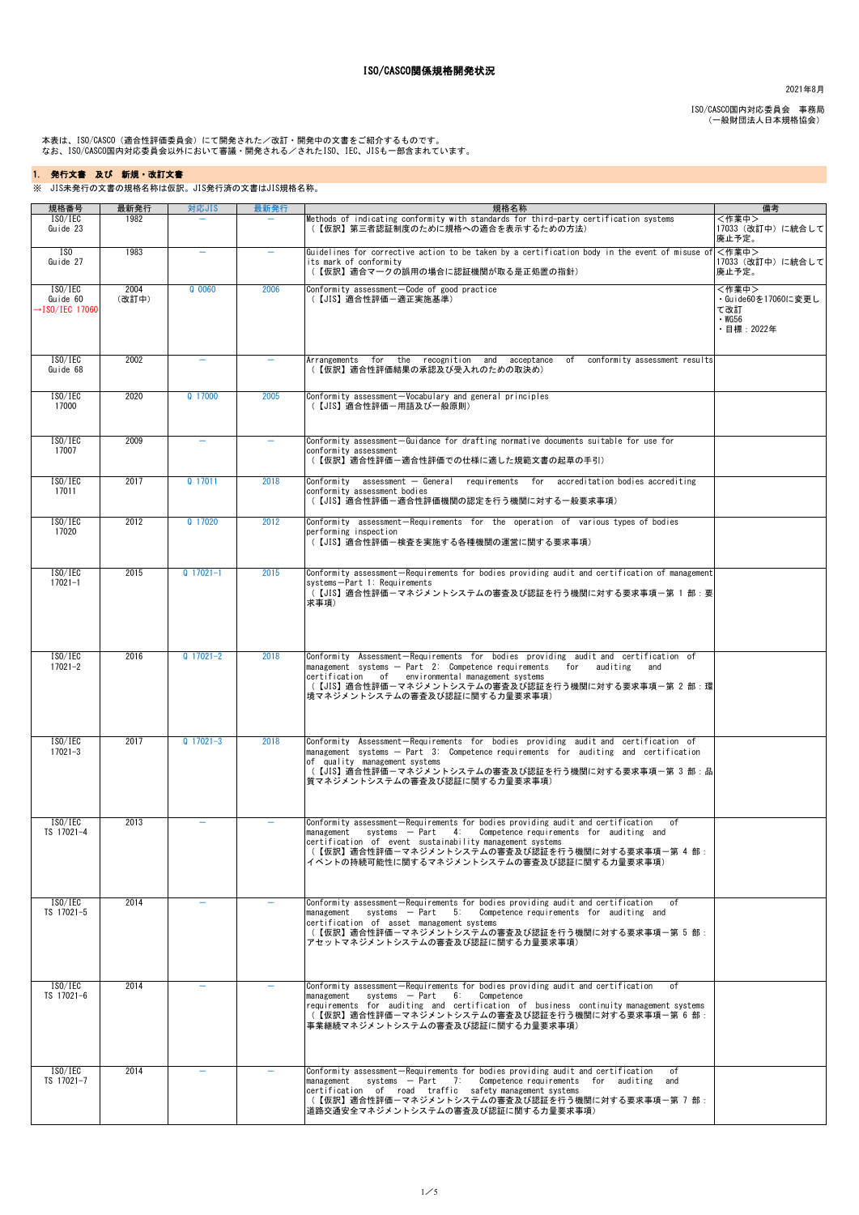# ISO/CASCO関係規格開発状況

2021年8月

ISO/CASCO国内対応委員会　事務局
（一般財団法人日本規格協会）

本表は、ISO/CASCO（適合性評価委員会）にて開発された／改訂・開発中の文書をご紹介するものです。
なお、ISO/CASCO国内対応委員会以外において審議・開発される／されたISO、IEC、JISも一部含まれています。

## 1.　発行文書　及び　新規・改訂文書

※　JIS未発行の文書の規格名称は仮訳。JIS発行済の文書はJIS規格名称。

| 規格番号 | 最新発行 | 対応JIS | 最新発行 | 規格名称 | 備考 |
|---|---|---|---|---|---|
| ISO/IEC Guide 23 | 1982 | ― | ― | Methods of indicating conformity with standards for third-party certification systems<br>（【仮訳】第三者認証制度のために規格への適合を表示するための方法） | <作業中><br>17033（改訂中）に統合して廃止予定。 |
| ISO Guide 27 | 1983 | ― | ― | Guidelines for corrective action to be taken by a certification body in the event of misuse of its mark of conformity<br>（【仮訳】適合マークの誤用の場合に認証機関が取る是正処置の指針） | <作業中><br>17033（改訂中）に統合して廃止予定。 |
| ISO/IEC Guide 60<br>→ISO/IEC 17060 | 2004<br>（改訂中） | Q 0060 | 2006 | Conformity assessment―Code of good practice<br>（【JIS】適合性評価―適正実施基準） | <作業中><br>・Guide60を17060に変更して改訂<br>・WG56<br>・目標：2022年 |
| ISO/IEC Guide 68 | 2002 | ― | ― | Arrangements for the recognition and acceptance of conformity assessment results<br>（【仮訳】適合性評価結果の承認及び受入れのための取決め） | |
| ISO/IEC 17000 | 2020 | Q 17000 | 2005 | Conformity assessment―Vocabulary and general principles<br>（【JIS】適合性評価―用語及び一般原則） | |
| ISO/IEC 17007 | 2009 | ― | ― | Conformity assessment―Guidance for drafting normative documents suitable for use for conformity assessment<br>（【仮訳】適合性評価―適合性評価での仕様に適した規範文書の起草の手引） | |
| ISO/IEC 17011 | 2017 | Q 17011 | 2018 | Conformity assessment ― General requirements for accreditation bodies accrediting conformity assessment bodies<br>（【JIS】適合性評価―適合性評価機関の認定を行う機関に対する一般要求事項） | |
| ISO/IEC 17020 | 2012 | Q 17020 | 2012 | Conformity assessment―Requirements for the operation of various types of bodies performing inspection<br>（【JIS】適合性評価―検査を実施する各種機関の運営に関する要求事項） | |
| ISO/IEC 17021-1 | 2015 | Q 17021-1 | 2015 | Conformity assessment―Requirements for bodies providing audit and certification of management systems―Part 1: Requirements<br>（【JIS】適合性評価―マネジメントシステムの審査及び認証を行う機関に対する要求事項―第 1 部：要求事項） | |
| ISO/IEC 17021-2 | 2016 | Q 17021-2 | 2018 | Conformity Assessment―Requirements for bodies providing audit and certification of management systems ― Part 2: Competence requirements for auditing and certification of environmental management systems<br>（【JIS】適合性評価―マネジメントシステムの審査及び認証を行う機関に対する要求事項―第 2 部：環境マネジメントシステムの審査及び認証に関する力量要求事項） | |
| ISO/IEC 17021-3 | 2017 | Q 17021-3 | 2018 | Conformity Assessment―Requirements for bodies providing audit and certification of management systems ― Part 3: Competence requirements for auditing and certification of quality management systems<br>（【JIS】適合性評価―マネジメントシステムの審査及び認証を行う機関に対する要求事項―第 3 部：品質マネジメントシステムの審査及び認証に関する力量要求事項） | |
| ISO/IEC TS 17021-4 | 2013 | ― | ― | Conformity assessment―Requirements for bodies providing audit and certification of management systems ― Part 4: Competence requirements for auditing and certification of event sustainability management systems<br>（【仮訳】適合性評価―マネジメントシステムの審査及び認証を行う機関に対する要求事項―第 4 部：イベントの持続可能性に関するマネジメントシステムの審査及び認証に関する力量要求事項） | |
| ISO/IEC TS 17021-5 | 2014 | ― | ― | Conformity assessment―Requirements for bodies providing audit and certification of management systems ― Part 5: Competence requirements for auditing and certification of asset management systems<br>（【仮訳】適合性評価―マネジメントシステムの審査及び認証を行う機関に対する要求事項―第 5 部：アセットマネジメントシステムの審査及び認証に関する力量要求事項） | |
| ISO/IEC TS 17021-6 | 2014 | ― | ― | Conformity assessment―Requirements for bodies providing audit and certification of management systems ― Part 6: Competence requirements for auditing and certification of business continuity management systems<br>（【仮訳】適合性評価―マネジメントシステムの審査及び認証を行う機関に対する要求事項―第 6 部：事業継続マネジメントシステムの審査及び認証に関する力量要求事項） | |
| ISO/IEC TS 17021-7 | 2014 | ― | ― | Conformity assessment―Requirements for bodies providing audit and certification of management systems ― Part 7: Competence requirements for auditing and certification of road traffic safety management systems<br>（【仮訳】適合性評価―マネジメントシステムの審査及び認証を行う機関に対する要求事項―第 7 部：道路交通安全マネジメントシステムの審査及び認証に関する力量要求事項） | |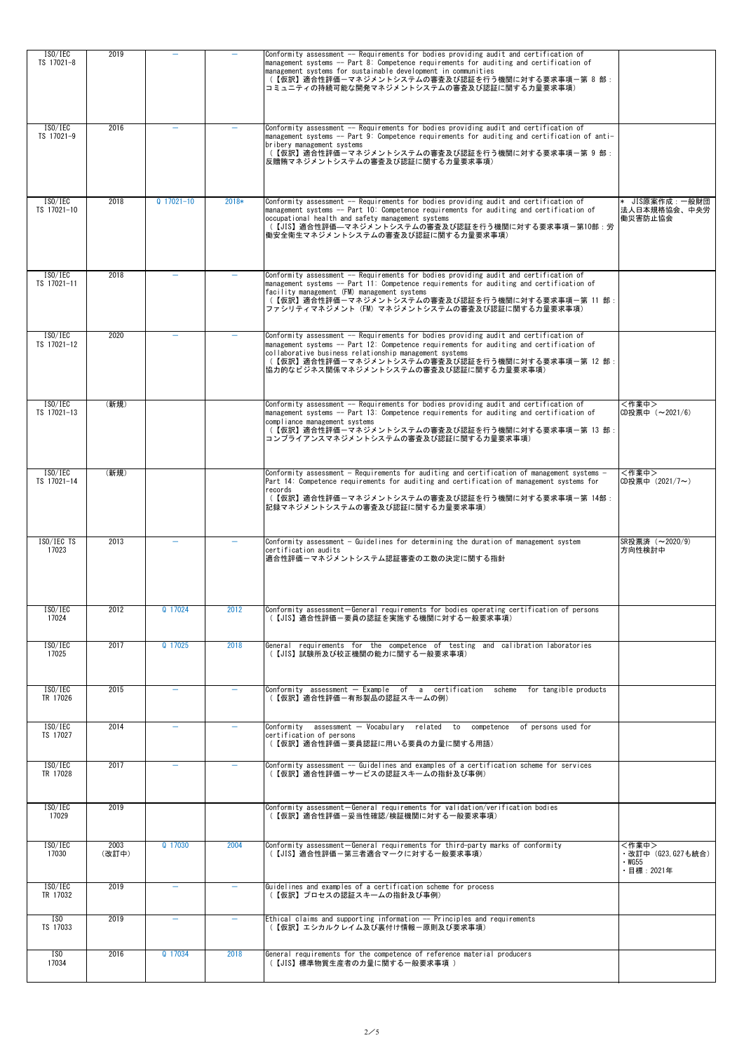| ISO/IEC TS 17021-8 | 2019 | — | — | Conformity assessment -- Requirements for bodies providing audit and certification of management systems -- Part 8: Competence requirements for auditing and certification of management systems for sustainable development in communities<br>（【仮訳】適合性評価－マネジメントシステムの審査及び認証を行う機関に対する要求事項－第 8 部：コミュニティの持続可能な開発マネジメントシステムの審査及び認証に関する力量要求事項） | |
|---|---|---|---|---|---|
| ISO/IEC TS 17021-9 | 2016 | — | — | Conformity assessment -- Requirements for bodies providing audit and certification of management systems -- Part 9: Competence requirements for auditing and certification of anti-bribery management systems<br>（【仮訳】適合性評価－マネジメントシステムの審査及び認証を行う機関に対する要求事項－第 9 部：反贈賄マネジメントシステムの審査及び認証に関する力量要求事項） | |
| ISO/IEC TS 17021-10 | 2018 | Q 17021-10 | 2018* | Conformity assessment -- Requirements for bodies providing audit and certification of management systems -- Part 10: Competence requirements for auditing and certification of occupational health and safety management systems<br>（【JIS】適合性評価―マネジメントシステムの審査及び認証を行う機関に対する要求事項－第10部：労働安全衛生マネジメントシステムの審査及び認証に関する力量要求事項） | * JIS原案作成：一般財団法人日本規格協会、中央労働災害防止協会 |
| ISO/IEC TS 17021-11 | 2018 | — | — | Conformity assessment -- Requirements for bodies providing audit and certification of management systems -- Part 11: Competence requirements for auditing and certification of facility management (FM) management systems<br>（【仮訳】適合性評価－マネジメントシステムの審査及び認証を行う機関に対する要求事項－第 11 部：ファシリティマネジメント (FM) マネジメントシステムの審査及び認証に関する力量要求事項） | |
| ISO/IEC TS 17021-12 | 2020 | — | — | Conformity assessment -- Requirements for bodies providing audit and certification of management systems -- Part 12: Competence requirements for auditing and certification of collaborative business relationship management systems<br>（【仮訳】適合性評価－マネジメントシステムの審査及び認証を行う機関に対する要求事項－第 12 部：協力的なビジネス関係マネジメントシステムの審査及び認証に関する力量要求事項） | |
| ISO/IEC TS 17021-13 | (新規) | | | Conformity assessment -- Requirements for bodies providing audit and certification of management systems -- Part 13: Competence requirements for auditing and certification of compliance management systems<br>（【仮訳】適合性評価－マネジメントシステムの審査及び認証を行う機関に対する要求事項－第 13 部：コンプライアンスマネジメントシステムの審査及び認証に関する力量要求事項） | <作業中><br>CD投票中（～2021/6） |
| ISO/IEC TS 17021-14 | (新規) | | | Conformity assessment - Requirements for auditing and certification of management systems - Part 14: Competence requirements for auditing and certification of management systems for records<br>（【仮訳】適合性評価－マネジメントシステムの審査及び認証を行う機関に対する要求事項－第 14部：記録マネジメントシステムの審査及び認証に関する力量要求事項） | <作業中><br>CD投票中（2021/7～） |
| ISO/IEC TS 17023 | 2013 | — | — | Conformity assessment - Guidelines for determining the duration of management system certification audits<br>適合性評価－マネジメントシステム認証審査の工数の決定に関する指針 | SR投票済（～2020/9）<br>方向性検討中 |
| ISO/IEC 17024 | 2012 | Q 17024 | 2012 | Conformity assessment—General requirements for bodies operating certification of persons<br>（【JIS】適合性評価－要員の認証を実施する機関に対する一般要求事項） | |
| ISO/IEC 17025 | 2017 | Q 17025 | 2018 | General requirements for the competence of testing and calibration laboratories<br>（【JIS】試験所及び校正機関の能力に関する一般要求事項） | |
| ISO/IEC TR 17026 | 2015 | — | — | Conformity assessment — Example of a certification scheme for tangible products<br>（【仮訳】適合性評価－有形製品の認証スキームの例） | |
| ISO/IEC TS 17027 | 2014 | — | — | Conformity assessment — Vocabulary related to competence of persons used for certification of persons<br>（【仮訳】適合性評価－要員認証に用いる要員の力量に関する用語） | |
| ISO/IEC TR 17028 | 2017 | — | — | Conformity assessment -- Guidelines and examples of a certification scheme for services<br>（【仮訳】適合性評価－サービスの認証スキームの指針及び事例） | |
| ISO/IEC 17029 | 2019 | | | Conformity assessment—General requirements for validation/verification bodies<br>（【仮訳】適合性評価－妥当性確認/検証機関に対する一般要求事項） | |
| ISO/IEC 17030 | 2003<br>(改訂中) | Q 17030 | 2004 | Conformity assessment—General requirements for third-party marks of conformity<br>（【JIS】適合性評価－第三者適合マークに対する一般要求事項） | <作業中><br>・改訂中（G23, G27も統合）<br>・WG55<br>・目標：2021年 |
| ISO/IEC TR 17032 | 2019 | — | — | Guidelines and examples of a certification scheme for process<br>（【仮訳】プロセスの認証スキームの指針及び事例） | |
| ISO TS 17033 | 2019 | — | — | Ethical claims and supporting information -- Principles and requirements<br>（【仮訳】エシカルクレイム及び裏付け情報－原則及び要求事項） | |
| ISO 17034 | 2016 | Q 17034 | 2018 | General requirements for the competence of reference material producers<br>（【JIS】標準物質生産者の力量に関する一般要求事項 ） | |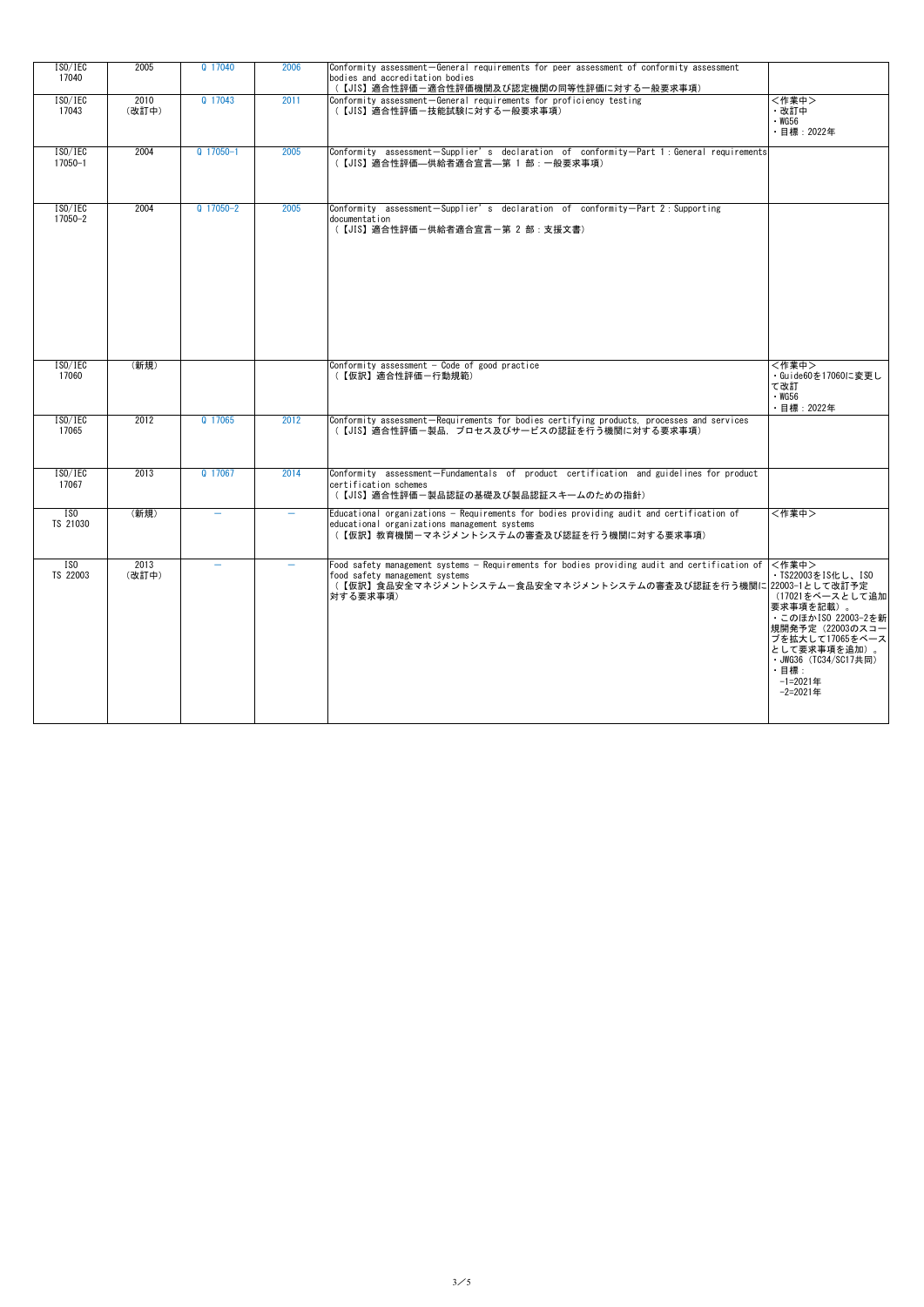| ISO/IEC 17040 | 2005 | Q 17040 | 2006 | Conformity assessment－General requirements for peer assessment of conformity assessment bodies and accreditation bodies<br>(【JIS】適合性評価－適合性評価機関及び認定機関の同等性評価に対する一般要求事項) | |
|---|---|---|---|---|---|
| ISO/IEC 17043 | 2010<br>(改訂中) | Q 17043 | 2011 | Conformity assessment－General requirements for proficiency testing<br>(【JIS】適合性評価－技能試験に対する一般要求事項) | <作業中><br>・改訂中<br>・WG56<br>・目標：2022年 |
| ISO/IEC 17050-1 | 2004 | Q 17050-1 | 2005 | Conformity assessment－Supplier's declaration of conformity－Part 1：General requirements<br>(【JIS】適合性評価—供給者適合宣言—第 1 部：一般要求事項) | |
| ISO/IEC 17050-2 | 2004 | Q 17050-2 | 2005 | Conformity assessment－Supplier's declaration of conformity－Part 2：Supporting documentation<br>(【JIS】適合性評価－供給者適合宣言－第 2 部：支援文書) | |
| ISO/IEC 17060 | (新規) | | | Conformity assessment – Code of good practice<br>(【仮訳】適合性評価－行動規範) | <作業中><br>・Guide60を17060に変更して改訂<br>・WG56<br>・目標：2022年 |
| ISO/IEC 17065 | 2012 | Q 17065 | 2012 | Conformity assessment－Requirements for bodies certifying products, processes and services<br>(【JIS】適合性評価－製品，プロセス及びサービスの認証を行う機関に対する要求事項) | |
| ISO/IEC 17067 | 2013 | Q 17067 | 2014 | Conformity assessment－Fundamentals of product certification and guidelines for product certification schemes<br>(【JIS】適合性評価－製品認証の基礎及び製品認証スキームのための指針) | |
| ISO TS 21030 | (新規) | – | – | Educational organizations – Requirements for bodies providing audit and certification of educational organizations management systems<br>(【仮訳】教育機関－マネジメントシステムの審査及び認証を行う機関に対する要求事項) | <作業中> |
| ISO TS 22003 | 2013<br>(改訂中) | – | – | Food safety management systems – Requirements for bodies providing audit and certification of food safety management systems<br>(【仮訳】食品安全マネジメントシステム－食品安全マネジメントシステムの審査及び認証を行う機関に対する要求事項) | <作業中><br>・TS22003をIS化し、ISO 22003-1として改訂予定(17021をベースとして追加要求事項を記載)。<br>・このほかISO 22003-2を新規開発予定（22003のスコープを拡大して17065をベースとして要求事項を追加）。<br>・JWG36（TC34/SC17共同）<br>・目標：<br>-1=2021年<br>-2=2021年 |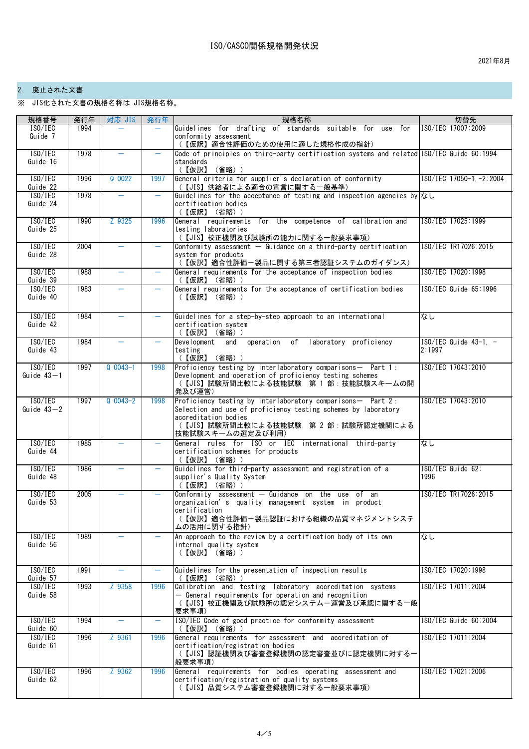# ISO/CASCO関係規格開発状況

2021年8月

## 2. 廃止された文書

※ JIS化された文書の規格名称は JIS規格名称。

| 規格番号 | 発行年 | 対応 JIS | 発行年 | 規格名称 | 切替先 |
|---|---|---|---|---|---|
| ISO/IEC Guide 7 | 1994 | ― | ― | Guidelines for drafting of standards suitable for use for conformity assessment<br>（【仮訳】適合性評価のための使用に適した規格作成の指針） | ISO/IEC 17007:2009 |
| ISO/IEC Guide 16 | 1978 | ― | ― | Code of principles on third-party certification systems and related standards<br>（【仮訳】（省略）） | ISO/IEC Guide 60:1994 |
| ISO/IEC Guide 22 | 1996 | Q 0022 | 1997 | General criteria for supplier's declaration of conformity<br>（【JIS】供給者による適合の宣言に関する一般基準） | ISO/IEC 17050-1,-2:2004 |
| ISO/IEC Guide 24 | 1978 | ― | ― | Guidelines for the acceptance of testing and inspection agencies by certification bodies<br>（【仮訳】（省略）） | なし |
| ISO/IEC Guide 25 | 1990 | Z 9325 | 1996 | General requirements for the competence of calibration and testing laboratories<br>（【JIS】校正機関及び試験所の能力に関する一般要求事項） | ISO/IEC 17025:1999 |
| ISO/IEC Guide 28 | 2004 | ― | ― | Conformity assessment ― Guidance on a third-party certification system for products<br>（【仮訳】適合性評価－製品に関する第三者認証システムのガイダンス） | ISO/IEC TR17026:2015 |
| ISO/IEC Guide 39 | 1988 | ― | ― | General requirements for the acceptance of inspection bodies<br>（【仮訳】（省略）） | ISO/IEC 17020:1998 |
| ISO/IEC Guide 40 | 1983 | ― | ― | General requirements for the acceptance of certification bodies<br>（【仮訳】（省略）） | ISO/IEC Guide 65:1996 |
| ISO/IEC Guide 42 | 1984 | ― | ― | Guidelines for a step-by-step approach to an international certification system<br>（【仮訳】（省略）） | なし |
| ISO/IEC Guide 43 | 1984 | ― | ― | Development and operation of laboratory proficiency testing<br>（【仮訳】（省略）） | ISO/IEC Guide 43-1, -2:1997 |
| ISO/IEC Guide 43－1 | 1997 | Q 0043-1 | 1998 | Proficiency testing by interlaboratory comparisons― Part 1: Development and operation of proficiency testing schemes<br>（【JIS】試験所間比較による技能試験　第 1 部：技能試験スキームの開発及び運営） | ISO/IEC 17043:2010 |
| ISO/IEC Guide 43－2 | 1997 | Q 0043-2 | 1998 | Proficiency testing by interlaboratory comparisons― Part 2: Selection and use of proficiency testing schemes by laboratory accreditation bodies<br>（【JIS】試験所間比較による技能試験　第 2 部：試験所認定機関による技能試験スキームの選定及び利用） | ISO/IEC 17043:2010 |
| ISO/IEC Guide 44 | 1985 | ― | ― | General rules for ISO or IEC international third-party certification schemes for products<br>（【仮訳】（省略）） | なし |
| ISO/IEC Guide 48 | 1986 | ― | ― | Guidelines for third-party assessment and registration of a supplier's Quality System<br>（【仮訳】（省略）） | ISO/IEC Guide 62:1996 |
| ISO/IEC Guide 53 | 2005 | ― | ― | Conformity assessment ― Guidance on the use of an organization's quality management system in product certification<br>（【仮訳】適合性評価－製品認証における組織の品質マネジメントシステムの活用に関する指針） | ISO/IEC TR17026:2015 |
| ISO/IEC Guide 56 | 1989 | ― | ― | An approach to the review by a certification body of its own internal quality system<br>（【仮訳】（省略）） | なし |
| ISO/IEC Guide 57 | 1991 | ― | ― | Guidelines for the presentation of inspection results<br>（【仮訳】（省略）） | ISO/IEC 17020:1998 |
| ISO/IEC Guide 58 | 1993 | Z 9358 | 1996 | Calibration and testing laboratory accreditation systems ― General requirements for operation and recognition<br>（【JIS】校正機関及び試験所の認定システム－運営及び承認に関する一般要求事項） | ISO/IEC 17011:2004 |
| ISO/IEC Guide 60 | 1994 | ― | ― | ISO/IEC Code of good practice for conformity assessment<br>（【仮訳】（省略）） | ISO/IEC Guide 60:2004 |
| ISO/IEC Guide 61 | 1996 | Z 9361 | 1996 | General requirements for assessment and accreditation of certification/registration bodies<br>（【JIS】認証機関及び審査登録機関の認定審査並びに認定機関に対する一般要求事項） | ISO/IEC 17011:2004 |
| ISO/IEC Guide 62 | 1996 | Z 9362 | 1996 | General requirements for bodies operating assessment and certification/registration of quality systems<br>（【JIS】品質システム審査登録機関に対する一般要求事項） | ISO/IEC 17021:2006 |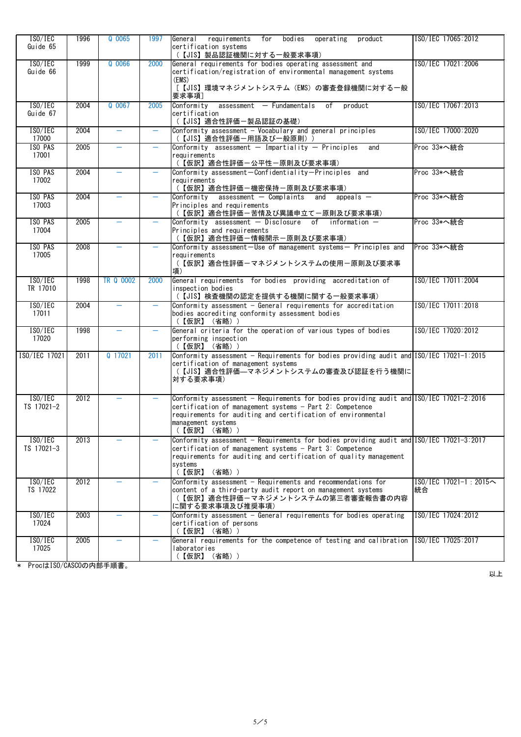| | | | | | |
|---|---|---|---|---|---|
| ISO/IEC Guide 65 | 1996 | Q 0065 | 1997 | General requirements for bodies operating product certification systems<br>（【JIS】製品認証機関に対する一般要求事項） | ISO/IEC 17065:2012 |
| ISO/IEC Guide 66 | 1999 | Q 0066 | 2000 | General requirements for bodies operating assessment and certification/registration of environmental management systems (EMS)<br>［【JIS】環境マネジメントシステム（EMS）の審査登録機関に対する一般要求事項］ | ISO/IEC 17021:2006 |
| ISO/IEC Guide 67 | 2004 | Q 0067 | 2005 | Conformity assessment — Fundamentals of product certification<br>（【JIS】適合性評価－製品認証の基礎） | ISO/IEC 17067:2013 |
| ISO/IEC 17000 | 2004 | — | — | Conformity assessment - Vocabulary and general principles<br>（【JIS】適合性評価－用語及び一般原則）） | ISO/IEC 17000:2020 |
| ISO PAS 17001 | 2005 | — | — | Conformity assessment — Impartiality — Principles and requirements<br>（【仮訳】適合性評価－公平性－原則及び要求事項） | Proc 33*へ統合 |
| ISO PAS 17002 | 2004 | — | — | Conformity assessment—Confidentiality—Principles and requirements<br>（【仮訳】適合性評価－機密保持－原則及び要求事項） | Proc 33*へ統合 |
| ISO PAS 17003 | 2004 | — | — | Conformity assessment — Complaints and appeals — Principles and requirements<br>（【仮訳】適合性評価－苦情及び異議申立て－原則及び要求事項） | Proc 33*へ統合 |
| ISO PAS 17004 | 2005 | — | — | Conformity assessment — Disclosure of information — Principles and requirements<br>（【仮訳】適合性評価－情報開示－原則及び要求事項） | Proc 33*へ統合 |
| ISO PAS 17005 | 2008 | — | — | Conformity assessment—Use of management systems— Principles and requirements<br>（【仮訳】適合性評価－マネジメントシステムの使用－原則及び要求事項） | Proc 33*へ統合 |
| ISO/IEC TR 17010 | 1998 | TR Q 0002 | 2000 | General requirements for bodies providing accreditation of inspection bodies<br>（【JIS】検査機関の認定を提供する機関に関する一般要求事項） | ISO/IEC 17011:2004 |
| ISO/IEC 17011 | 2004 | — | — | Conformity assessment - General requirements for accreditation bodies accrediting conformity assessment bodies<br>（【仮訳】（省略）） | ISO/IEC 17011:2018 |
| ISO/IEC 17020 | 1998 | — | — | General criteria for the operation of various types of bodies performing inspection<br>（【仮訳】（省略）） | ISO/IEC 17020:2012 |
| ISO/IEC 17021 | 2011 | Q 17021 | 2011 | Conformity assessment - Requirements for bodies providing audit and certification of management systems<br>（【JIS】適合性評価―マネジメントシステムの審査及び認証を行う機関に対する要求事項） | ISO/IEC 17021-1:2015 |
| ISO/IEC TS 17021-2 | 2012 | — | — | Conformity assessment - Requirements for bodies providing audit and certification of management systems - Part 2: Competence requirements for auditing and certification of environmental management systems<br>（【仮訳】（省略）） | ISO/IEC 17021-2:2016 |
| ISO/IEC TS 17021-3 | 2013 | — | — | Conformity assessment - Requirements for bodies providing audit and certification of management systems - Part 3: Competence requirements for auditing and certification of quality management systems<br>（【仮訳】（省略）） | ISO/IEC 17021-3:2017 |
| ISO/IEC TS 17022 | 2012 | — | — | Conformity assessment - Requirements and recommendations for content of a third-party audit report on management systems<br>（【仮訳】適合性評価－マネジメントシステムの第三者審査報告書の内容に関する要求事項及び推奨事項） | ISO/IEC 17021-1：2015へ統合 |
| ISO/IEC 17024 | 2003 | — | — | Conformity assessment - General requirements for bodies operating certification of persons<br>（【仮訳】（省略）） | ISO/IEC 17024:2012 |
| ISO/IEC 17025 | 2005 | — | — | General requirements for the competence of testing and calibration laboratories<br>（【仮訳】（省略）） | ISO/IEC 17025:2017 |

＊ ProcはISO/CASCOの内部手順書。

以上